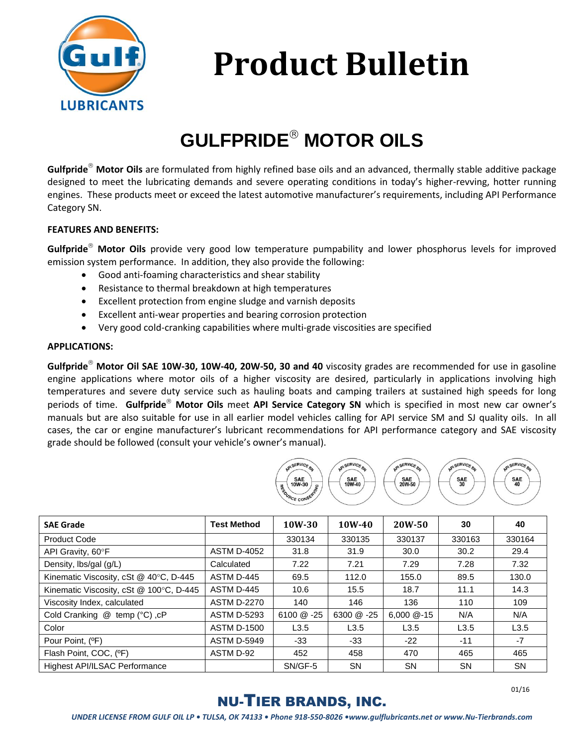# Product Bulletin

## GULFPRIDE® MOTOR OILS

**Gulfpride® Motor Oils** are formulated from highly refined base oils and an advanced, thermally stable additive package designed to meet the lubricating demands and severe operating conditions in today's higher-revving, hotter running engines. These products meet or exceed the latest automotive manufacturer's requirements, including API Performance Category SN.

### FEATURES AND BENEFITS:

**Gulfpride® Motor Oils** provide very good low temperature pumpability and lower phosphorus levels for improved emission system performance. In addition, they also provide the following:

- Good anti-foaming characteristics and shear stability
- Resistance to thermal breakdown at high temperatures
- Excellent protection from engine sludge and varnish deposits
- Excellent anti-wear properties and bearing corrosion protection
- Very good cold-cranking capabilities where multi-grade viscosities are specified

### APPLICATIONS:

**Gulfpride® Motor Oil SAE 10W-30, 10W-40, 20W-50, 30 and 40** viscosity grades are recommended for use in gasoline engine applications where motor oils of a higher viscosity are desired, particularly in applications involving high temperatures and severe duty service such as hauling boats and camping trailers at sustained high speeds for long periods of time. **Gulfpride® Motor Oils** meet **API Service Category SN** which is specified in most new car owner's manuals but are also suitable for use in all earlier model vehicles calling for API service SM and SJ quality oils. In all cases, the car or engine manufacturer's lubricant recommendations for API performance category and SAE viscosity grade should be followed (consult your vehicle's owner's manual).

| SAE Grade | Test Method | 10W-30 | 10W-40 | 20W-50 | 30 | 40 |
|---|---|---|---|---|---|---|
| Product Code | | 330134 | 330135 | 330137 | 330163 | 330164 |
| API Gravity, 60°F | ASTM D-4052 | 31.8 | 31.9 | 30.0 | 30.2 | 29.4 |
| Density, lbs/gal (g/L) | Calculated | 7.22 | 7.21 | 7.29 | 7.28 | 7.32 |
| Kinematic Viscosity, cSt @ 40°C, D-445 | ASTM D-445 | 69.5 | 112.0 | 155.0 | 89.5 | 130.0 |
| Kinematic Viscosity, cSt @ 100°C, D-445 | ASTM D-445 | 10.6 | 15.5 | 18.7 | 11.1 | 14.3 |
| Viscosity Index, calculated | ASTM D-2270 | 140 | 146 | 136 | 110 | 109 |
| Cold Cranking @ temp (°C) ,cP | ASTM D-5293 | 6100 @ -25 | 6300 @ -25 | 6,000 @-15 | N/A | N/A |
| Color | ASTM D-1500 | L3.5 | L3.5 | L3.5 | L3.5 | L3.5 |
| Pour Point, (ºF) | ASTM D-5949 | -33 | -33 | -22 | -11 | -7 |
| Flash Point, COC, (ºF) | ASTM D-92 | 452 | 458 | 470 | 465 | 465 |
| Highest API/ILSAC Performance | | SN/GF-5 | SN | SN | SN | SN |

01/16

**NU-TIER BRANDS, INC.**

*UNDER LICENSE FROM GULF OIL LP • TULSA, OK 74133 • Phone 918-550-8026 •www.gulflubricants.net or www.Nu-Tierbrands.com*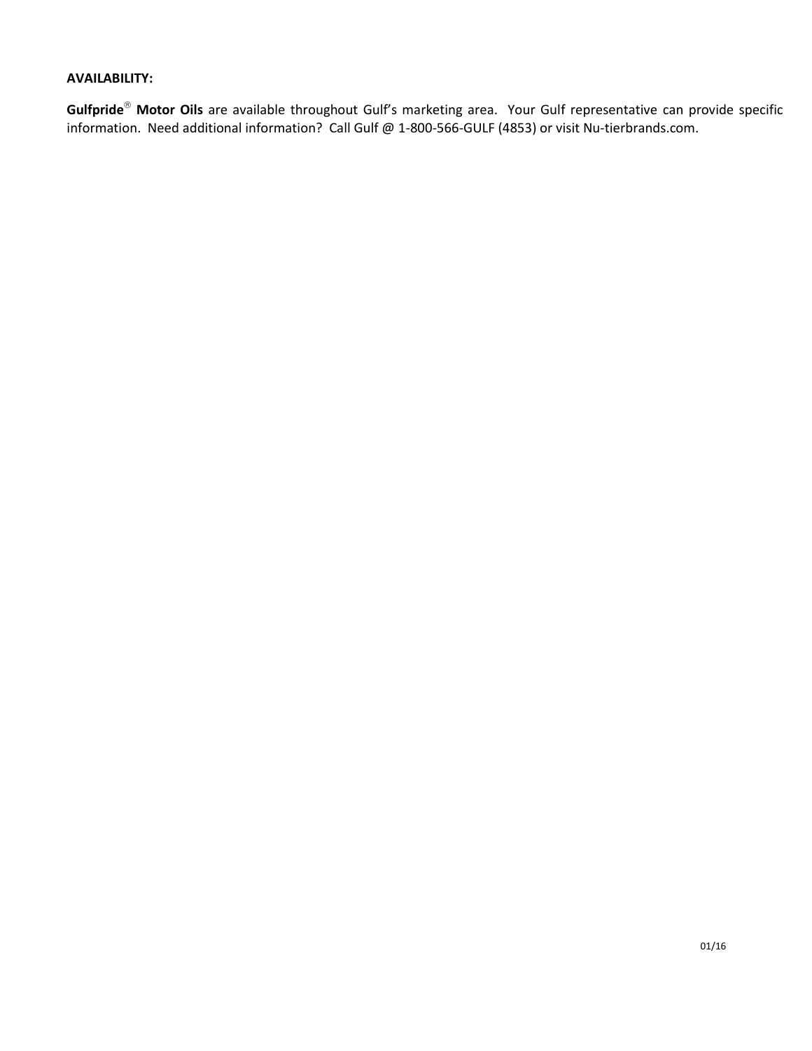**AVAILABILITY:**

**Gulfpride® Motor Oils** are available throughout Gulf's marketing area. Your Gulf representative can provide specific information. Need additional information? Call Gulf @ 1-800-566-GULF (4853) or visit Nu-tierbrands.com.

01/16